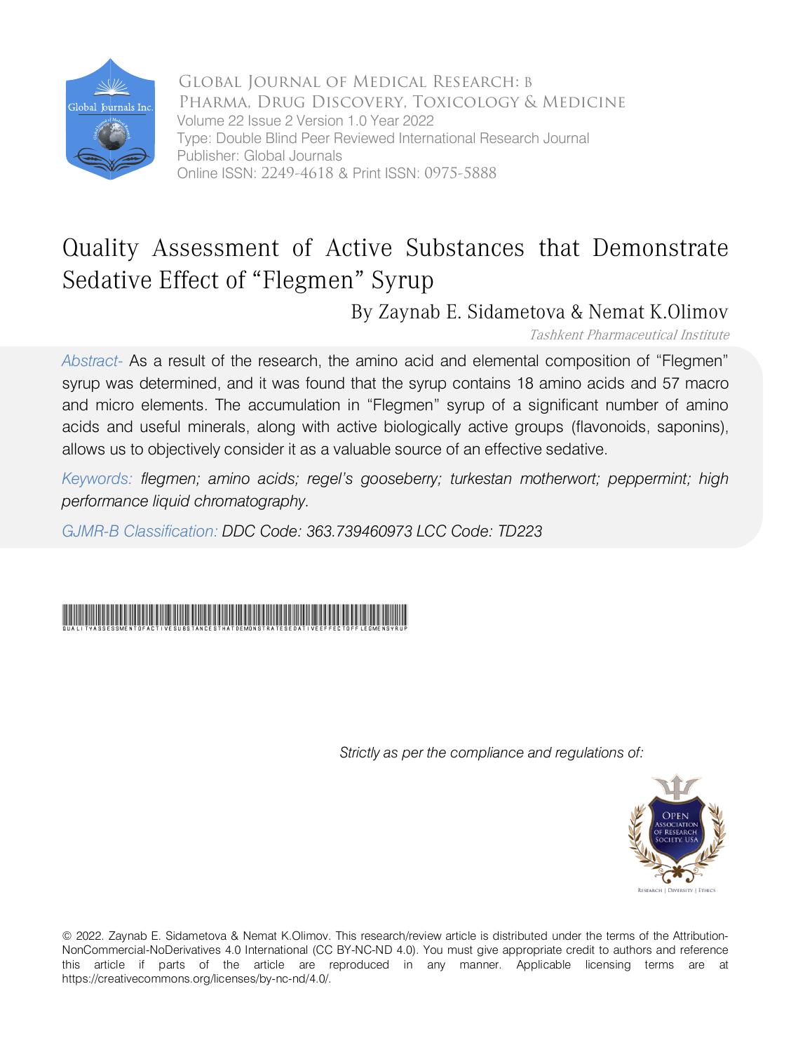# Quality Assessment of Active Substances that Demonstrate Sedative Effect of "Flegmen" Syrup

By Zaynab E. Sidametova & Nemat K.Olimov

*Tashkent Pharmaceutical Institute*

*Abstract-* As a result of the research, the amino acid and elemental composition of "Flegmen" syrup was determined, and it was found that the syrup contains 18 amino acids and 57 macro and micro elements. The accumulation in "Flegmen" syrup of a significant number of amino acids and useful minerals, along with active biologically active groups (flavonoids, saponins), allows us to objectively consider it as a valuable source of an effective sedative.

*Keywords: flegmen; amino acids; regel's gooseberry; turkestan motherwort; peppermint; high performance liquid chromatography.*

*GJMR-B Classification: DDC Code: 363.739460973 LCC Code: TD223*

*Strictly as per the compliance and regulations of:*

© 2022. Zaynab E. Sidametova & Nemat K.Olimov. This research/review article is distributed under the terms of the Attribution-NonCommercial-NoDerivatives 4.0 International (CC BY-NC-ND 4.0). You must give appropriate credit to authors and reference this article if parts of the article are reproduced in any manner. Applicable licensing terms are at https://creativecommons.org/licenses/by-nc-nd/4.0/.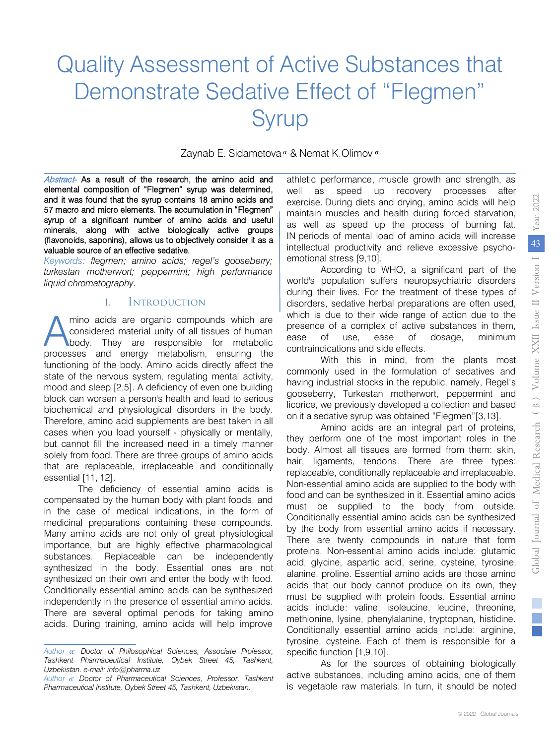# Quality Assessment of Active Substances that Demonstrate Sedative Effect of "Flegmen" Syrup

Zaynab E. Sidametova [α] & Nemat K.Olimov [σ]

*Abstract-* **As a result of the research, the amino acid and elemental composition of "Flegmen" syrup was determined, and it was found that the syrup contains 18 amino acids and 57 macro and micro elements. The accumulation in "Flegmen" syrup of a significant number of amino acids and useful minerals, along with active biologically active groups (flavonoids, saponins), allows us to objectively consider it as a valuable source of an effective sedative.**

*Keywords: flegmen; amino acids; regel's gooseberry; turkestan motherwort; peppermint; high performance liquid chromatography.*

## I. Introduction

Amino acids are organic compounds which are considered material unity of all tissues of human body. They are responsible for metabolic processes and energy metabolism, ensuring the functioning of the body. Amino acids directly affect the state of the nervous system, regulating mental activity, mood and sleep [2,5]. A deficiency of even one building block can worsen a person's health and lead to serious biochemical and physiological disorders in the body. Therefore, amino acid supplements are best taken in all cases when you load yourself - physically or mentally, but cannot fill the increased need in a timely manner solely from food. There are three groups of amino acids that are replaceable, irreplaceable and conditionally essential [11, 12].

The deficiency of essential amino acids is compensated by the human body with plant foods, and in the case of medical indications, in the form of medicinal preparations containing these compounds. Many amino acids are not only of great physiological importance, but are highly effective pharmacological substances. Replaceable can be independently synthesized in the body. Essential ones are not synthesized on their own and enter the body with food. Conditionally essential amino acids can be synthesized independently in the presence of essential amino acids. There are several optimal periods for taking amino acids. During training, amino acids will help improve athletic performance, muscle growth and strength, as well as speed up recovery processes after exercise. During diets and drying, amino acids will help maintain muscles and health during forced starvation, as well as speed up the process of burning fat. IN periods of mental load of amino acids will increase intellectual productivity and relieve excessive psycho-emotional stress [9,10].

According to WHO, a significant part of the world's population suffers neuropsychiatric disorders during their lives. For the treatment of these types of disorders, sedative herbal preparations are often used, which is due to their wide range of action due to the presence of a complex of active substances in them, ease of use, ease of dosage, minimum contraindications and side effects.

With this in mind, from the plants most commonly used in the formulation of sedatives and having industrial stocks in the republic, namely, Regel's gooseberry, Turkestan motherwort, peppermint and licorice, we previously developed a collection and based on it a sedative syrup was obtained "Flegmen"[3,13].

Amino acids are an integral part of proteins, they perform one of the most important roles in the body. Almost all tissues are formed from them: skin, hair, ligaments, tendons. There are three types: replaceable, conditionally replaceable and irreplaceable. Non-essential amino acids are supplied to the body with food and can be synthesized in it. Essential amino acids must be supplied to the body from outside. Conditionally essential amino acids can be synthesized by the body from essential amino acids if necessary. There are twenty compounds in nature that form proteins. Non-essential amino acids include: glutamic acid, glycine, aspartic acid, serine, cysteine, tyrosine, alanine, proline. Essential amino acids are those amino acids that our body cannot produce on its own, they must be supplied with protein foods. Essential amino acids include: valine, isoleucine, leucine, threonine, methionine, lysine, phenylalanine, tryptophan, histidine. Conditionally essential amino acids include: arginine, tyrosine, cysteine. Each of them is responsible for a specific function [1,9,10].

As for the sources of obtaining biologically active substances, including amino acids, one of them is vegetable raw materials. In turn, it should be noted

*Author α: Doctor of Philosophical Sciences, Associate Professor, Tashkent Pharmaceutical Institute, Oybek Street 45, Tashkent, Uzbekistan. e-mail: info@pharma.uz*

*Author σ: Doctor of Pharmaceutical Sciences, Professor, Tashkent Pharmaceutical Institute, Oybek Street 45, Tashkent, Uzbekistan.*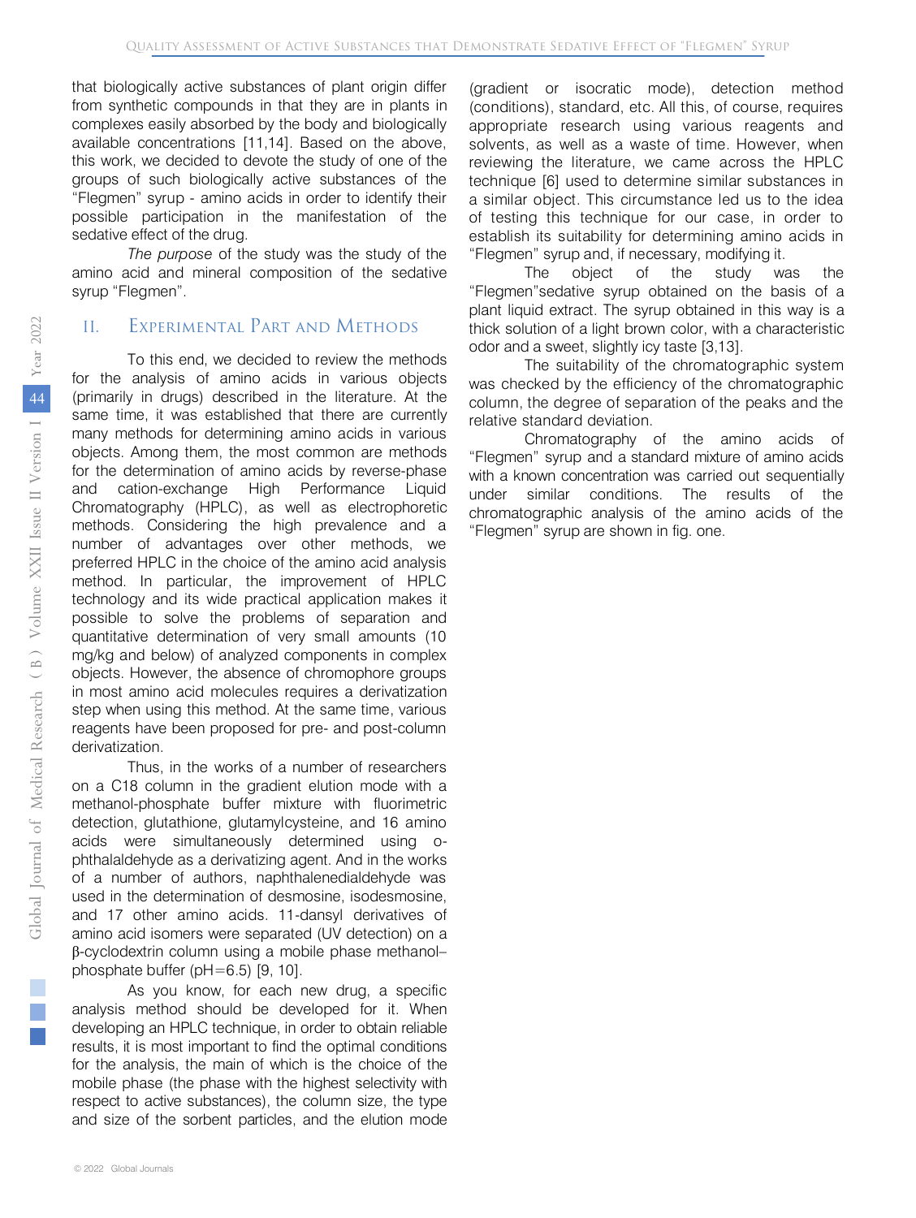that biologically active substances of plant origin differ from synthetic compounds in that they are in plants in complexes easily absorbed by the body and biologically available concentrations [11,14]. Based on the above, this work, we decided to devote the study of one of the groups of such biologically active substances of the "Flegmen" syrup - amino acids in order to identify their possible participation in the manifestation of the sedative effect of the drug.

*The purpose* of the study was the study of the amino acid and mineral composition of the sedative syrup "Flegmen".

## II. Experimental Part and Methods

To this end, we decided to review the methods for the analysis of amino acids in various objects (primarily in drugs) described in the literature. At the same time, it was established that there are currently many methods for determining amino acids in various objects. Among them, the most common are methods for the determination of amino acids by reverse-phase and cation-exchange High Performance Liquid Chromatography (HPLC), as well as electrophoretic methods. Considering the high prevalence and a number of advantages over other methods, we preferred HPLC in the choice of the amino acid analysis method. In particular, the improvement of HPLC technology and its wide practical application makes it possible to solve the problems of separation and quantitative determination of very small amounts (10 mg/kg and below) of analyzed components in complex objects. However, the absence of chromophore groups in most amino acid molecules requires a derivatization step when using this method. At the same time, various reagents have been proposed for pre- and post-column derivatization.

Thus, in the works of a number of researchers on a C18 column in the gradient elution mode with a methanol-phosphate buffer mixture with fluorimetric detection, glutathione, glutamylcysteine, and 16 amino acids were simultaneously determined using o-phthalaldehyde as a derivatizing agent. And in the works of a number of authors, naphthalenedialdehyde was used in the determination of desmosine, isodesmosine, and 17 other amino acids. 11-dansyl derivatives of amino acid isomers were separated (UV detection) on a β-cyclodextrin column using a mobile phase methanol–phosphate buffer (pH=6.5) [9, 10].

As you know, for each new drug, a specific analysis method should be developed for it. When developing an HPLC technique, in order to obtain reliable results, it is most important to find the optimal conditions for the analysis, the main of which is the choice of the mobile phase (the phase with the highest selectivity with respect to active substances), the column size, the type and size of the sorbent particles, and the elution mode (gradient or isocratic mode), detection method (conditions), standard, etc. All this, of course, requires appropriate research using various reagents and solvents, as well as a waste of time. However, when reviewing the literature, we came across the HPLC technique [6] used to determine similar substances in a similar object. This circumstance led us to the idea of testing this technique for our case, in order to establish its suitability for determining amino acids in "Flegmen" syrup and, if necessary, modifying it.

The object of the study was the "Flegmen"sedative syrup obtained on the basis of a plant liquid extract. The syrup obtained in this way is a thick solution of a light brown color, with a characteristic odor and a sweet, slightly icy taste [3,13].

The suitability of the chromatographic system was checked by the efficiency of the chromatographic column, the degree of separation of the peaks and the relative standard deviation.

Chromatography of the amino acids of "Flegmen" syrup and a standard mixture of amino acids with a known concentration was carried out sequentially under similar conditions. The results of the chromatographic analysis of the amino acids of the "Flegmen" syrup are shown in fig. one.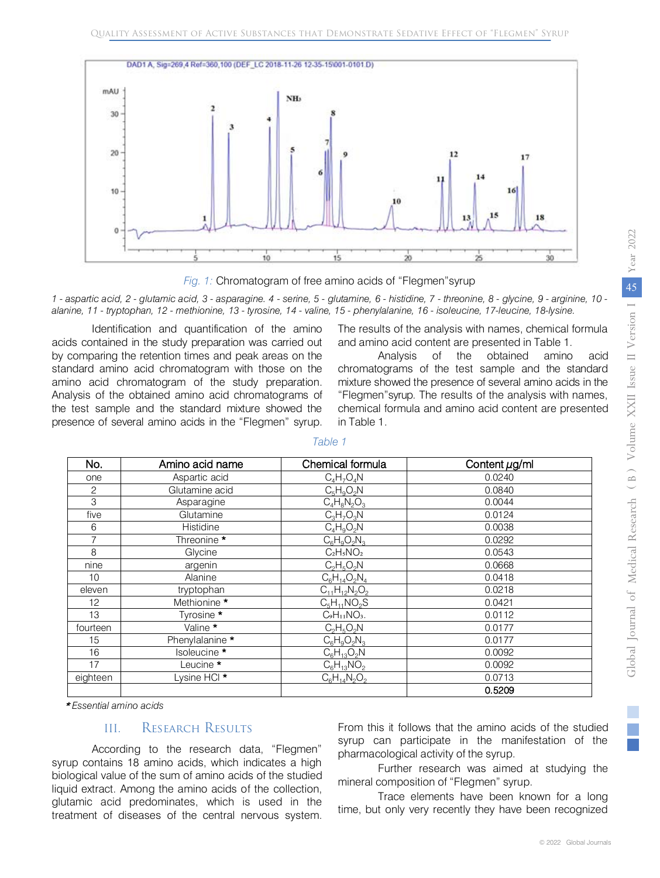Fig. 1: Chromatogram of free amino acids of "Flegmen"syrup

*1 - aspartic acid, 2 - glutamic acid, 3 - asparagine. 4 - serine, 5 - glutamine, 6 - histidine, 7 - threonine, 8 - glycine, 9 - arginine, 10 - alanine, 11 - tryptophan, 12 - methionine, 13 - tyrosine, 14 - valine, 15 - phenylalanine, 16 - isoleucine, 17-leucine, 18-lysine.*

Identification and quantification of the amino acids contained in the study preparation was carried out by comparing the retention times and peak areas on the standard amino acid chromatogram with those on the amino acid chromatogram of the study preparation. Analysis of the obtained amino acid chromatograms of the test sample and the standard mixture showed the presence of several amino acids in the "Flegmen" syrup. The results of the analysis with names, chemical formula and amino acid content are presented in Table 1.

Analysis of the obtained amino acid chromatograms of the test sample and the standard mixture showed the presence of several amino acids in the "Flegmen"syrup. The results of the analysis with names, chemical formula and amino acid content are presented in Table 1.

*Table 1*

| No. | Amino acid name | Chemical formula | Content μg/ml |
|---|---|---|---|
| one | Aspartic acid | $C_4H_7O_4N$ | 0.0240 |
| 2 | Glutamine acid | $C_5H_9O_2N$ | 0.0840 |
| 3 | Asparagine | $C_4H_8N_2O_3$ | 0.0044 |
| five | Glutamine | $C_3H_7O_3N$ | 0.0124 |
| 6 | Histidine | $C_4H_9O_2N$ | 0.0038 |
| 7 | Threonine * | $C_6H_9O_2N_3$ | 0.0292 |
| 8 | Glycine | $C_2H_5NO_2$ | 0.0543 |
| nine | argenin | $C_2H_5O_2N$ | 0.0668 |
| 10 | Alanine | $C_6H_{14}O_2N_4$ | 0.0418 |
| eleven | tryptophan | $C_{11}H_{12}N_2O_2$ | 0.0218 |
| 12 | Methionine * | $C_5H_{11}NO_2S$ | 0.0421 |
| 13 | Tyrosine * | $C_9H_{11}NO_3$. | 0.0112 |
| fourteen | Valine * | $C_2H_5O_2N$ | 0.0177 |
| 15 | Phenylalanine * | $C_6H_9O_2N_3$ | 0.0177 |
| 16 | Isoleucine * | $C_6H_{13}O_2N$ | 0.0092 |
| 17 | Leucine * | $C_6H_{13}NO_2$ | 0.0092 |
| eighteen | Lysine HCl * | $C_6H_{14}N_2O_2$ | 0.0713 |
| | | | **0.5209** |

*\* Essential amino acids*

## III. Research Results

According to the research data, "Flegmen" syrup contains 18 amino acids, which indicates a high biological value of the sum of amino acids of the studied liquid extract. Among the amino acids of the collection, glutamic acid predominates, which is used in the treatment of diseases of the central nervous system. From this it follows that the amino acids of the studied syrup can participate in the manifestation of the pharmacological activity of the syrup.

Further research was aimed at studying the mineral composition of "Flegmen" syrup.

Trace elements have been known for a long time, but only very recently they have been recognized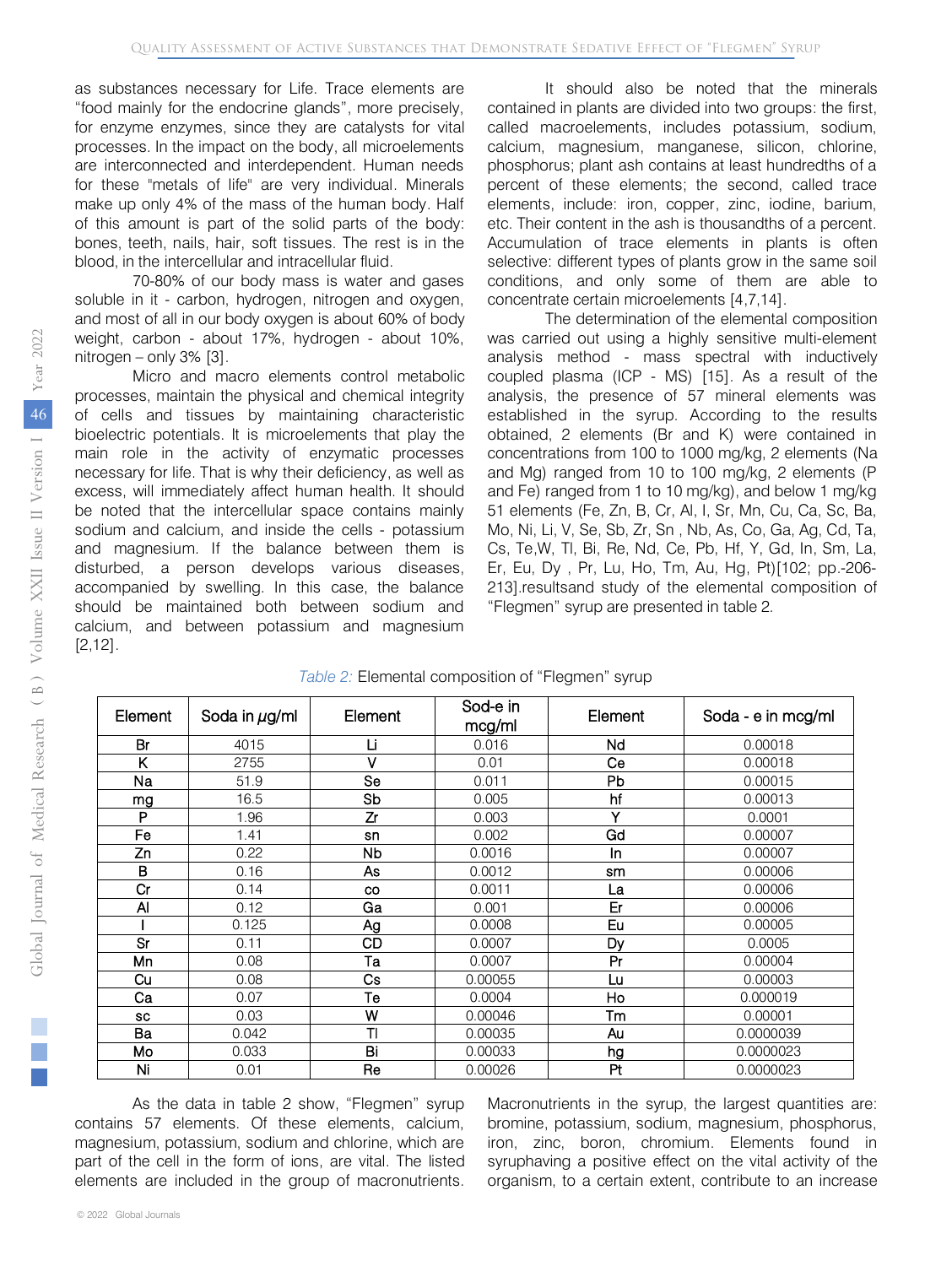as substances necessary for Life. Trace elements are "food mainly for the endocrine glands", more precisely, for enzyme enzymes, since they are catalysts for vital processes. In the impact on the body, all microelements are interconnected and interdependent. Human needs for these "metals of life" are very individual. Minerals make up only 4% of the mass of the human body. Half of this amount is part of the solid parts of the body: bones, teeth, nails, hair, soft tissues. The rest is in the blood, in the intercellular and intracellular fluid.

70-80% of our body mass is water and gases soluble in it - carbon, hydrogen, nitrogen and oxygen, and most of all in our body oxygen is about 60% of body weight, carbon - about 17%, hydrogen - about 10%, nitrogen – only 3% [3].

Micro and macro elements control metabolic processes, maintain the physical and chemical integrity of cells and tissues by maintaining characteristic bioelectric potentials. It is microelements that play the main role in the activity of enzymatic processes necessary for life. That is why their deficiency, as well as excess, will immediately affect human health. It should be noted that the intercellular space contains mainly sodium and calcium, and inside the cells - potassium and magnesium. If the balance between them is disturbed, a person develops various diseases, accompanied by swelling. In this case, the balance should be maintained both between sodium and calcium, and between potassium and magnesium [2,12].

It should also be noted that the minerals contained in plants are divided into two groups: the first, called macroelements, includes potassium, sodium, calcium, magnesium, manganese, silicon, chlorine, phosphorus; plant ash contains at least hundredths of a percent of these elements; the second, called trace elements, include: iron, copper, zinc, iodine, barium, etc. Their content in the ash is thousandths of a percent. Accumulation of trace elements in plants is often selective: different types of plants grow in the same soil conditions, and only some of them are able to concentrate certain microelements [4,7,14].

The determination of the elemental composition was carried out using a highly sensitive multi-element analysis method - mass spectral with inductively coupled plasma (ICP - MS) [15]. As a result of the analysis, the presence of 57 mineral elements was established in the syrup. According to the results obtained, 2 elements (Br and K) were contained in concentrations from 100 to 1000 mg/kg, 2 elements (Na and Mg) ranged from 10 to 100 mg/kg, 2 elements (P and Fe) ranged from 1 to 10 mg/kg), and below 1 mg/kg 51 elements (Fe, Zn, B, Cr, Al, I, Sr, Mn, Cu, Ca, Sc, Ba, Mo, Ni, Li, V, Se, Sb, Zr, Sn , Nb, As, Co, Ga, Ag, Cd, Ta, Cs, Te,W, Tl, Bi, Re, Nd, Ce, Pb, Hf, Y, Gd, In, Sm, La, Er, Eu, Dy , Pr, Lu, Ho, Tm, Au, Hg, Pt)[102; pp.-206-213].resultsand study of the elemental composition of "Flegmen" syrup are presented in table 2.

*Table 2:* Elemental composition of "Flegmen" syrup

| Element | Soda in µg/ml | Element | Sod-e in mcg/ml | Element | Soda - e in mcg/ml |
|---|---|---|---|---|---|
| Br | 4015 | Li | 0.016 | Nd | 0.00018 |
| K | 2755 | V | 0.01 | Ce | 0.00018 |
| Na | 51.9 | Se | 0.011 | Pb | 0.00015 |
| mg | 16.5 | Sb | 0.005 | hf | 0.00013 |
| P | 1.96 | Zr | 0.003 | Y | 0.0001 |
| Fe | 1.41 | sn | 0.002 | Gd | 0.00007 |
| Zn | 0.22 | Nb | 0.0016 | In | 0.00007 |
| B | 0.16 | As | 0.0012 | sm | 0.00006 |
| Cr | 0.14 | co | 0.0011 | La | 0.00006 |
| Al | 0.12 | Ga | 0.001 | Er | 0.00006 |
| I | 0.125 | Ag | 0.0008 | Eu | 0.00005 |
| Sr | 0.11 | CD | 0.0007 | Dy | 0.0005 |
| Mn | 0.08 | Ta | 0.0007 | Pr | 0.00004 |
| Cu | 0.08 | Cs | 0.00055 | Lu | 0.00003 |
| Ca | 0.07 | Te | 0.0004 | Ho | 0.000019 |
| sc | 0.03 | W | 0.00046 | Tm | 0.00001 |
| Ba | 0.042 | Tl | 0.00035 | Au | 0.0000039 |
| Mo | 0.033 | Bi | 0.00033 | hg | 0.0000023 |
| Ni | 0.01 | Re | 0.00026 | Pt | 0.0000023 |

As the data in table 2 show, "Flegmen" syrup contains 57 elements. Of these elements, calcium, magnesium, potassium, sodium and chlorine, which are part of the cell in the form of ions, are vital. The listed elements are included in the group of macronutrients. Macronutrients in the syrup, the largest quantities are: bromine, potassium, sodium, magnesium, phosphorus, iron, zinc, boron, chromium. Elements found in syruphaving a positive effect on the vital activity of the organism, to a certain extent, contribute to an increase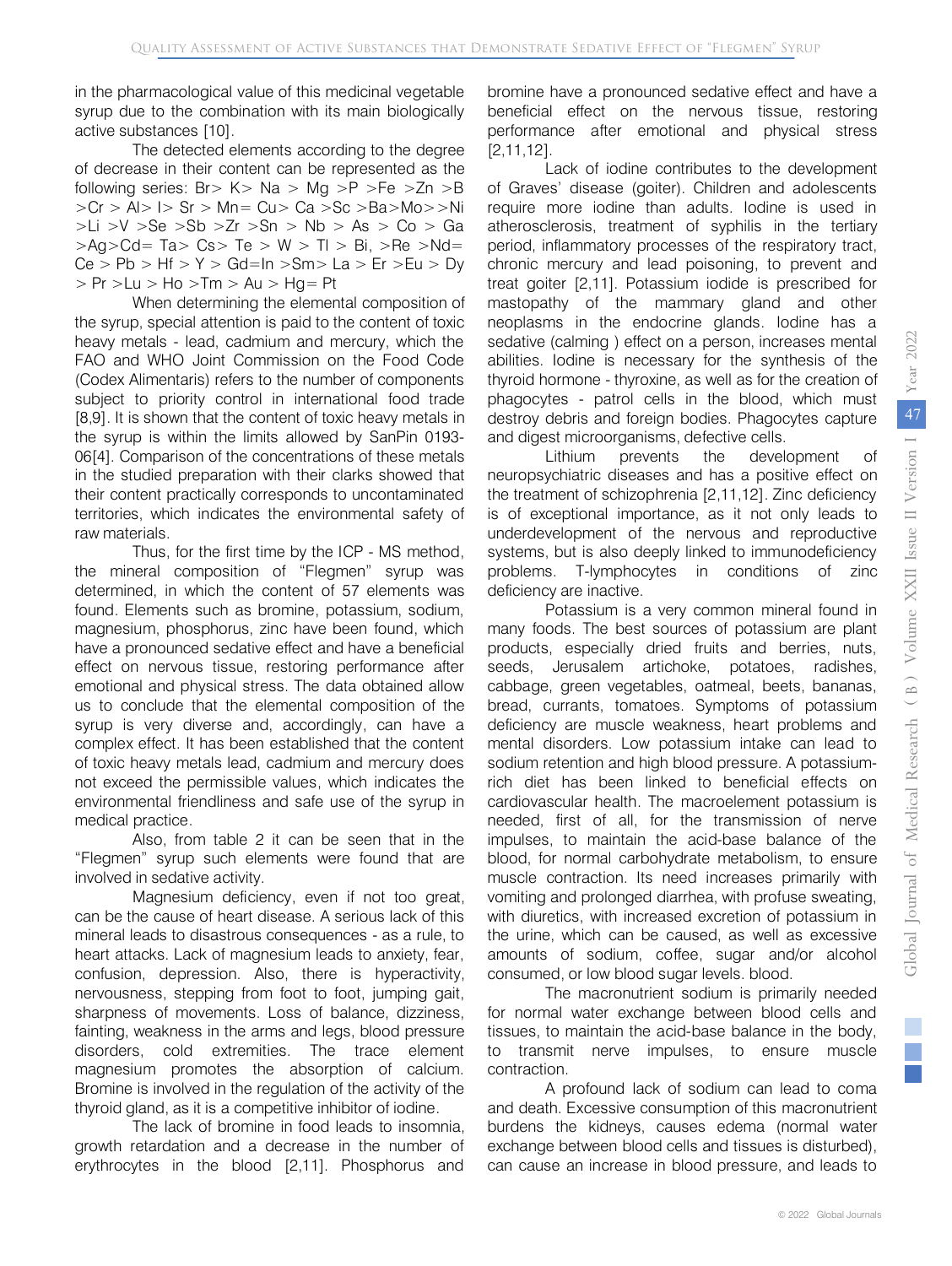in the pharmacological value of this medicinal vegetable syrup due to the combination with its main biologically active substances [10].

The detected elements according to the degree of decrease in their content can be represented as the following series: Br> K> Na > Mg >P >Fe >Zn >B >Cr > Al> I> Sr > Mn= Cu> Ca >Sc >Ba>Mo>>Ni >Li >V >Se >Sb >Zr >Sn > Nb > As > Co > Ga >Ag>Cd= Ta> Cs> Te > W > Tl > Bi, >Re >Nd= Ce > Pb > Hf > Y > Gd=In >Sm> La > Er >Eu > Dy > Pr >Lu > Ho >Tm > Au > Hg= Pt

When determining the elemental composition of the syrup, special attention is paid to the content of toxic heavy metals - lead, cadmium and mercury, which the FAO and WHO Joint Commission on the Food Code (Codex Alimentaris) refers to the number of components subject to priority control in international food trade [8,9]. It is shown that the content of toxic heavy metals in the syrup is within the limits allowed by SanPin 0193-06[4]. Comparison of the concentrations of these metals in the studied preparation with their clarks showed that their content practically corresponds to uncontaminated territories, which indicates the environmental safety of raw materials.

Thus, for the first time by the ICP - MS method, the mineral composition of "Flegmen" syrup was determined, in which the content of 57 elements was found. Elements such as bromine, potassium, sodium, magnesium, phosphorus, zinc have been found, which have a pronounced sedative effect and have a beneficial effect on nervous tissue, restoring performance after emotional and physical stress. The data obtained allow us to conclude that the elemental composition of the syrup is very diverse and, accordingly, can have a complex effect. It has been established that the content of toxic heavy metals lead, cadmium and mercury does not exceed the permissible values, which indicates the environmental friendliness and safe use of the syrup in medical practice.

Also, from table 2 it can be seen that in the "Flegmen" syrup such elements were found that are involved in sedative activity.

Magnesium deficiency, even if not too great, can be the cause of heart disease. A serious lack of this mineral leads to disastrous consequences - as a rule, to heart attacks. Lack of magnesium leads to anxiety, fear, confusion, depression. Also, there is hyperactivity, nervousness, stepping from foot to foot, jumping gait, sharpness of movements. Loss of balance, dizziness, fainting, weakness in the arms and legs, blood pressure disorders, cold extremities. The trace element magnesium promotes the absorption of calcium. Bromine is involved in the regulation of the activity of the thyroid gland, as it is a competitive inhibitor of iodine.

The lack of bromine in food leads to insomnia, growth retardation and a decrease in the number of erythrocytes in the blood [2,11]. Phosphorus and bromine have a pronounced sedative effect and have a beneficial effect on the nervous tissue, restoring performance after emotional and physical stress [2,11,12].

Lack of iodine contributes to the development of Graves' disease (goiter). Children and adolescents require more iodine than adults. Iodine is used in atherosclerosis, treatment of syphilis in the tertiary period, inflammatory processes of the respiratory tract, chronic mercury and lead poisoning, to prevent and treat goiter [2,11]. Potassium iodide is prescribed for mastopathy of the mammary gland and other neoplasms in the endocrine glands. Iodine has a sedative (calming ) effect on a person, increases mental abilities. Iodine is necessary for the synthesis of the thyroid hormone - thyroxine, as well as for the creation of phagocytes - patrol cells in the blood, which must destroy debris and foreign bodies. Phagocytes capture and digest microorganisms, defective cells.

Lithium prevents the development of neuropsychiatric diseases and has a positive effect on the treatment of schizophrenia [2,11,12]. Zinc deficiency is of exceptional importance, as it not only leads to underdevelopment of the nervous and reproductive systems, but is also deeply linked to immunodeficiency problems. T-lymphocytes in conditions of zinc deficiency are inactive.

Potassium is a very common mineral found in many foods. The best sources of potassium are plant products, especially dried fruits and berries, nuts, seeds, Jerusalem artichoke, potatoes, radishes, cabbage, green vegetables, oatmeal, beets, bananas, bread, currants, tomatoes. Symptoms of potassium deficiency are muscle weakness, heart problems and mental disorders. Low potassium intake can lead to sodium retention and high blood pressure. A potassium-rich diet has been linked to beneficial effects on cardiovascular health. The macroelement potassium is needed, first of all, for the transmission of nerve impulses, to maintain the acid-base balance of the blood, for normal carbohydrate metabolism, to ensure muscle contraction. Its need increases primarily with vomiting and prolonged diarrhea, with profuse sweating, with diuretics, with increased excretion of potassium in the urine, which can be caused, as well as excessive amounts of sodium, coffee, sugar and/or alcohol consumed, or low blood sugar levels. blood.

The macronutrient sodium is primarily needed for normal water exchange between blood cells and tissues, to maintain the acid-base balance in the body, to transmit nerve impulses, to ensure muscle contraction.

A profound lack of sodium can lead to coma and death. Excessive consumption of this macronutrient burdens the kidneys, causes edema (normal water exchange between blood cells and tissues is disturbed), can cause an increase in blood pressure, and leads to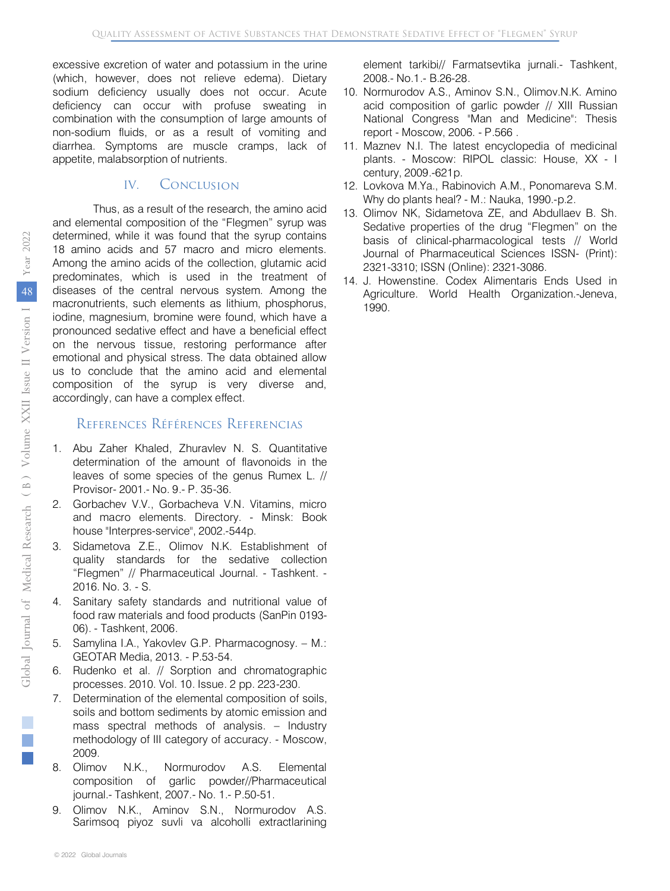excessive excretion of water and potassium in the urine (which, however, does not relieve edema). Dietary sodium deficiency usually does not occur. Acute deficiency can occur with profuse sweating in combination with the consumption of large amounts of non-sodium fluids, or as a result of vomiting and diarrhea. Symptoms are muscle cramps, lack of appetite, malabsorption of nutrients.

## IV. Conclusion

Thus, as a result of the research, the amino acid and elemental composition of the "Flegmen" syrup was determined, while it was found that the syrup contains 18 amino acids and 57 macro and micro elements. Among the amino acids of the collection, glutamic acid predominates, which is used in the treatment of diseases of the central nervous system. Among the macronutrients, such elements as lithium, phosphorus, iodine, magnesium, bromine were found, which have a pronounced sedative effect and have a beneficial effect on the nervous tissue, restoring performance after emotional and physical stress. The data obtained allow us to conclude that the amino acid and elemental composition of the syrup is very diverse and, accordingly, can have a complex effect.

## References Références Referencias

1. Abu Zaher Khaled, Zhuravlev N. S. Quantitative determination of the amount of flavonoids in the leaves of some species of the genus Rumex L. // Provisor- 2001.- No. 9.- P. 35-36.
2. Gorbachev V.V., Gorbacheva V.N. Vitamins, micro and macro elements. Directory. - Minsk: Book house "Interpres-service", 2002.-544p.
3. Sidametova Z.E., Olimov N.K. Establishment of quality standards for the sedative collection "Flegmen" // Pharmaceutical Journal. - Tashkent. - 2016. No. 3. - S.
4. Sanitary safety standards and nutritional value of food raw materials and food products (SanPin 0193-06). - Tashkent, 2006.
5. Samylina I.A., Yakovlev G.P. Pharmacognosy. – M.: GEOTAR Media, 2013. - P.53-54.
6. Rudenko et al. // Sorption and chromatographic processes. 2010. Vol. 10. Issue. 2 pp. 223-230.
7. Determination of the elemental composition of soils, soils and bottom sediments by atomic emission and mass spectral methods of analysis. – Industry methodology of III category of accuracy. - Moscow, 2009.
8. Olimov N.K., Normurodov A.S. Elemental composition of garlic powder//Pharmaceutical journal.- Tashkent, 2007.- No. 1.- P.50-51.
9. Olimov N.K., Aminov S.N., Normurodov A.S. Sarimsoq piyoz suvli va alcoholli extractlarining element tarkibi// Farmatsevtika jurnali.- Tashkent, 2008.- No.1.- B.26-28.
10. Normurodov A.S., Aminov S.N., Olimov.N.K. Amino acid composition of garlic powder // XIII Russian National Congress "Man and Medicine": Thesis report - Moscow, 2006. - P.566 .
11. Maznev N.I. The latest encyclopedia of medicinal plants. - Moscow: RIPOL classic: House, XX - I century, 2009.-621p.
12. Lovkova M.Ya., Rabinovich A.M., Ponomareva S.M. Why do plants heal? - M.: Nauka, 1990.-p.2.
13. Olimov NK, Sidametova ZE, and Abdullaev B. Sh. Sedative properties of the drug "Flegmen" on the basis of clinical-pharmacological tests // World Journal of Pharmaceutical Sciences ISSN- (Print): 2321-3310; ISSN (Online): 2321-3086.
14. J. Howenstine. Codex Alimentaris Ends Used in Agriculture. World Health Organization.-Jeneva, 1990.